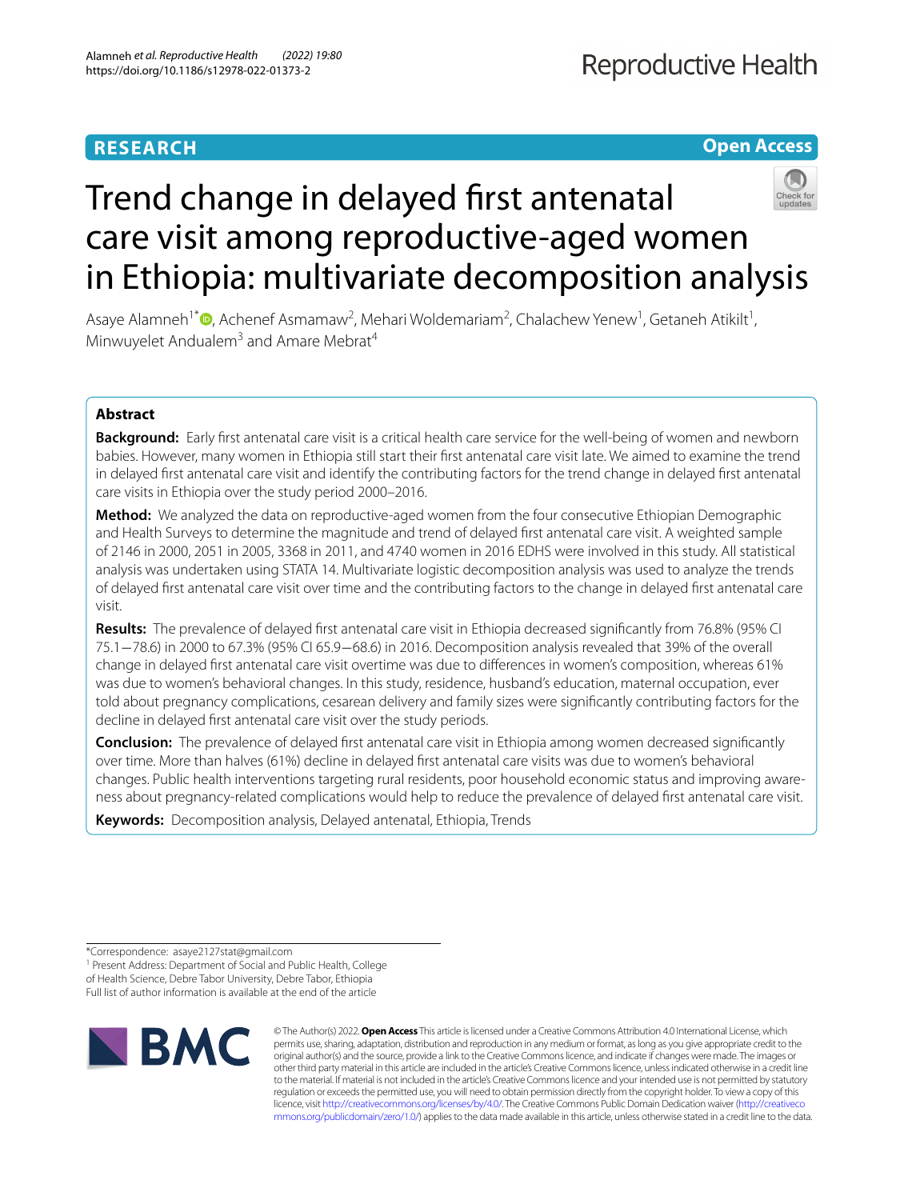RESEARCH

Open Access

# Trend change in delayed first antenatal care visit among reproductive-aged women in Ethiopia: multivariate decomposition analysis

Asaye Alamneh[1*], Achenef Asmamaw[2], Mehari Woldemariam[2], Chalachew Yenew[1], Getaneh Atikilt[1], Minwuyelet Andualem[3] and Amare Mebrat[4]

## Abstract

**Background:** Early first antenatal care visit is a critical health care service for the well-being of women and newborn babies. However, many women in Ethiopia still start their first antenatal care visit late. We aimed to examine the trend in delayed first antenatal care visit and identify the contributing factors for the trend change in delayed first antenatal care visits in Ethiopia over the study period 2000–2016.

**Method:** We analyzed the data on reproductive-aged women from the four consecutive Ethiopian Demographic and Health Surveys to determine the magnitude and trend of delayed first antenatal care visit. A weighted sample of 2146 in 2000, 2051 in 2005, 3368 in 2011, and 4740 women in 2016 EDHS were involved in this study. All statistical analysis was undertaken using STATA 14. Multivariate logistic decomposition analysis was used to analyze the trends of delayed first antenatal care visit over time and the contributing factors to the change in delayed first antenatal care visit.

**Results:** The prevalence of delayed first antenatal care visit in Ethiopia decreased significantly from 76.8% (95% CI 75.1−78.6) in 2000 to 67.3% (95% CI 65.9−68.6) in 2016. Decomposition analysis revealed that 39% of the overall change in delayed first antenatal care visit overtime was due to differences in women's composition, whereas 61% was due to women's behavioral changes. In this study, residence, husband's education, maternal occupation, ever told about pregnancy complications, cesarean delivery and family sizes were significantly contributing factors for the decline in delayed first antenatal care visit over the study periods.

**Conclusion:** The prevalence of delayed first antenatal care visit in Ethiopia among women decreased significantly over time. More than halves (61%) decline in delayed first antenatal care visits was due to women's behavioral changes. Public health interventions targeting rural residents, poor household economic status and improving awareness about pregnancy-related complications would help to reduce the prevalence of delayed first antenatal care visit.

**Keywords:** Decomposition analysis, Delayed antenatal, Ethiopia, Trends

*Correspondence: asaye2127stat@gmail.com

[1] Present Address: Department of Social and Public Health, College of Health Science, Debre Tabor University, Debre Tabor, Ethiopia

Full list of author information is available at the end of the article

© The Author(s) 2022. **Open Access** This article is licensed under a Creative Commons Attribution 4.0 International License, which permits use, sharing, adaptation, distribution and reproduction in any medium or format, as long as you give appropriate credit to the original author(s) and the source, provide a link to the Creative Commons licence, and indicate if changes were made. The images or other third party material in this article are included in the article's Creative Commons licence, unless indicated otherwise in a credit line to the material. If material is not included in the article's Creative Commons licence and your intended use is not permitted by statutory regulation or exceeds the permitted use, you will need to obtain permission directly from the copyright holder. To view a copy of this licence, visit http://creativecommons.org/licenses/by/4.0/. The Creative Commons Public Domain Dedication waiver (http://creativecommons.org/publicdomain/zero/1.0/) applies to the data made available in this article, unless otherwise stated in a credit line to the data.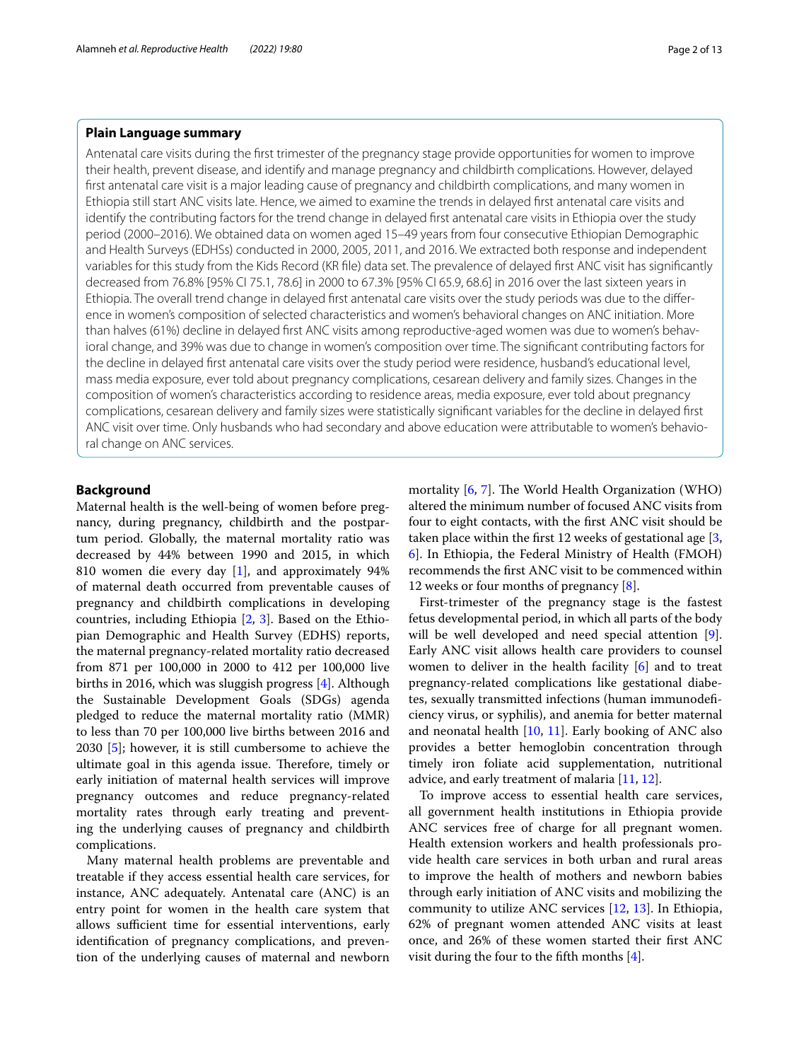### Plain Language summary

Antenatal care visits during the first trimester of the pregnancy stage provide opportunities for women to improve their health, prevent disease, and identify and manage pregnancy and childbirth complications. However, delayed first antenatal care visit is a major leading cause of pregnancy and childbirth complications, and many women in Ethiopia still start ANC visits late. Hence, we aimed to examine the trends in delayed first antenatal care visits and identify the contributing factors for the trend change in delayed first antenatal care visits in Ethiopia over the study period (2000–2016). We obtained data on women aged 15–49 years from four consecutive Ethiopian Demographic and Health Surveys (EDHSs) conducted in 2000, 2005, 2011, and 2016. We extracted both response and independent variables for this study from the Kids Record (KR file) data set. The prevalence of delayed first ANC visit has significantly decreased from 76.8% [95% CI 75.1, 78.6] in 2000 to 67.3% [95% CI 65.9, 68.6] in 2016 over the last sixteen years in Ethiopia. The overall trend change in delayed first antenatal care visits over the study periods was due to the difference in women's composition of selected characteristics and women's behavioral changes on ANC initiation. More than halves (61%) decline in delayed first ANC visits among reproductive-aged women was due to women's behavioral change, and 39% was due to change in women's composition over time. The significant contributing factors for the decline in delayed first antenatal care visits over the study period were residence, husband's educational level, mass media exposure, ever told about pregnancy complications, cesarean delivery and family sizes. Changes in the composition of women's characteristics according to residence areas, media exposure, ever told about pregnancy complications, cesarean delivery and family sizes were statistically significant variables for the decline in delayed first ANC visit over time. Only husbands who had secondary and above education were attributable to women's behavioral change on ANC services.

## Background

Maternal health is the well-being of women before pregnancy, during pregnancy, childbirth and the postpartum period. Globally, the maternal mortality ratio was decreased by 44% between 1990 and 2015, in which 810 women die every day [1], and approximately 94% of maternal death occurred from preventable causes of pregnancy and childbirth complications in developing countries, including Ethiopia [2, 3]. Based on the Ethiopian Demographic and Health Survey (EDHS) reports, the maternal pregnancy-related mortality ratio decreased from 871 per 100,000 in 2000 to 412 per 100,000 live births in 2016, which was sluggish progress [4]. Although the Sustainable Development Goals (SDGs) agenda pledged to reduce the maternal mortality ratio (MMR) to less than 70 per 100,000 live births between 2016 and 2030 [5]; however, it is still cumbersome to achieve the ultimate goal in this agenda issue. Therefore, timely or early initiation of maternal health services will improve pregnancy outcomes and reduce pregnancy-related mortality rates through early treating and preventing the underlying causes of pregnancy and childbirth complications.

Many maternal health problems are preventable and treatable if they access essential health care services, for instance, ANC adequately. Antenatal care (ANC) is an entry point for women in the health care system that allows sufficient time for essential interventions, early identification of pregnancy complications, and prevention of the underlying causes of maternal and newborn mortality [6, 7]. The World Health Organization (WHO) altered the minimum number of focused ANC visits from four to eight contacts, with the first ANC visit should be taken place within the first 12 weeks of gestational age [3, 6]. In Ethiopia, the Federal Ministry of Health (FMOH) recommends the first ANC visit to be commenced within 12 weeks or four months of pregnancy [8].

First-trimester of the pregnancy stage is the fastest fetus developmental period, in which all parts of the body will be well developed and need special attention [9]. Early ANC visit allows health care providers to counsel women to deliver in the health facility [6] and to treat pregnancy-related complications like gestational diabetes, sexually transmitted infections (human immunodeficiency virus, or syphilis), and anemia for better maternal and neonatal health [10, 11]. Early booking of ANC also provides a better hemoglobin concentration through timely iron foliate acid supplementation, nutritional advice, and early treatment of malaria [11, 12].

To improve access to essential health care services, all government health institutions in Ethiopia provide ANC services free of charge for all pregnant women. Health extension workers and health professionals provide health care services in both urban and rural areas to improve the health of mothers and newborn babies through early initiation of ANC visits and mobilizing the community to utilize ANC services [12, 13]. In Ethiopia, 62% of pregnant women attended ANC visits at least once, and 26% of these women started their first ANC visit during the four to the fifth months [4].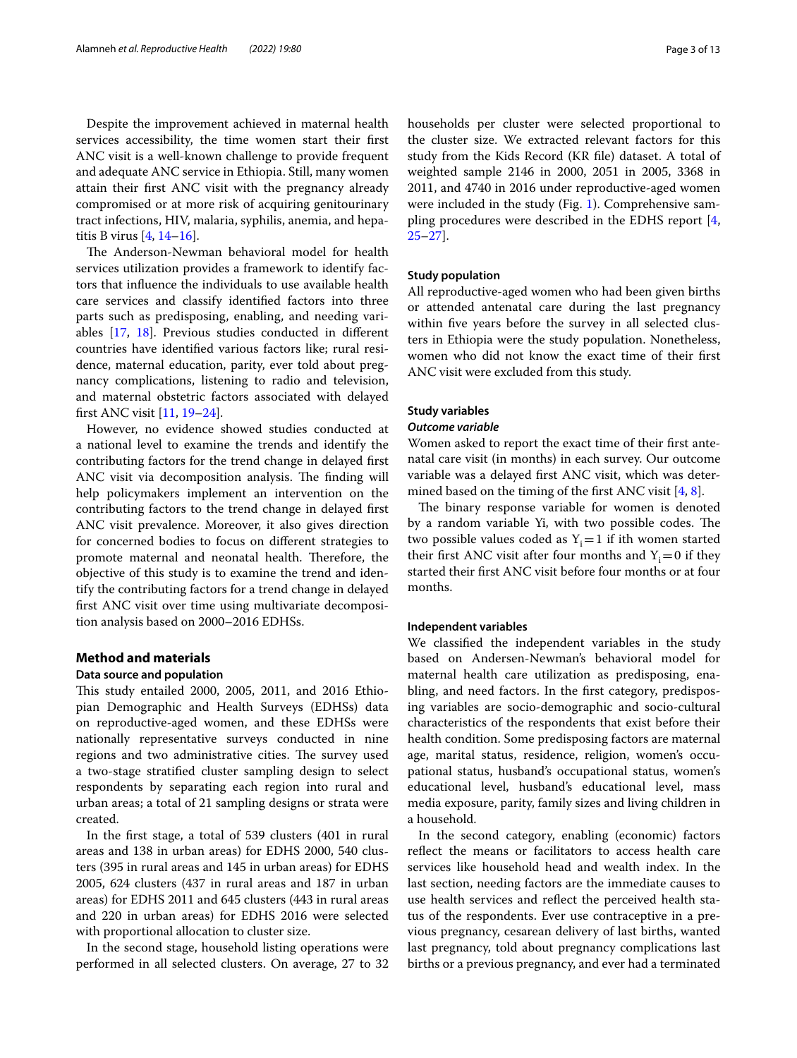Despite the improvement achieved in maternal health services accessibility, the time women start their first ANC visit is a well-known challenge to provide frequent and adequate ANC service in Ethiopia. Still, many women attain their first ANC visit with the pregnancy already compromised or at more risk of acquiring genitourinary tract infections, HIV, malaria, syphilis, anemia, and hepatitis B virus [4, 14–16].

The Anderson-Newman behavioral model for health services utilization provides a framework to identify factors that influence the individuals to use available health care services and classify identified factors into three parts such as predisposing, enabling, and needing variables [17, 18]. Previous studies conducted in different countries have identified various factors like; rural residence, maternal education, parity, ever told about pregnancy complications, listening to radio and television, and maternal obstetric factors associated with delayed first ANC visit [11, 19–24].

However, no evidence showed studies conducted at a national level to examine the trends and identify the contributing factors for the trend change in delayed first ANC visit via decomposition analysis. The finding will help policymakers implement an intervention on the contributing factors to the trend change in delayed first ANC visit prevalence. Moreover, it also gives direction for concerned bodies to focus on different strategies to promote maternal and neonatal health. Therefore, the objective of this study is to examine the trend and identify the contributing factors for a trend change in delayed first ANC visit over time using multivariate decomposition analysis based on 2000–2016 EDHSs.

## Method and materials

### Data source and population

This study entailed 2000, 2005, 2011, and 2016 Ethiopian Demographic and Health Surveys (EDHSs) data on reproductive-aged women, and these EDHSs were nationally representative surveys conducted in nine regions and two administrative cities. The survey used a two-stage stratified cluster sampling design to select respondents by separating each region into rural and urban areas; a total of 21 sampling designs or strata were created.

In the first stage, a total of 539 clusters (401 in rural areas and 138 in urban areas) for EDHS 2000, 540 clusters (395 in rural areas and 145 in urban areas) for EDHS 2005, 624 clusters (437 in rural areas and 187 in urban areas) for EDHS 2011 and 645 clusters (443 in rural areas and 220 in urban areas) for EDHS 2016 were selected with proportional allocation to cluster size.

In the second stage, household listing operations were performed in all selected clusters. On average, 27 to 32 households per cluster were selected proportional to the cluster size. We extracted relevant factors for this study from the Kids Record (KR file) dataset. A total of weighted sample 2146 in 2000, 2051 in 2005, 3368 in 2011, and 4740 in 2016 under reproductive-aged women were included in the study (Fig. 1). Comprehensive sampling procedures were described in the EDHS report [4, 25–27].

### Study population

All reproductive-aged women who had been given births or attended antenatal care during the last pregnancy within five years before the survey in all selected clusters in Ethiopia were the study population. Nonetheless, women who did not know the exact time of their first ANC visit were excluded from this study.

### Study variables

#### *Outcome variable*

Women asked to report the exact time of their first antenatal care visit (in months) in each survey. Our outcome variable was a delayed first ANC visit, which was determined based on the timing of the first ANC visit [4, 8].

The binary response variable for women is denoted by a random variable Yi, with two possible codes. The two possible values coded as $Y_i = 1$ if ith women started their first ANC visit after four months and $Y_i = 0$ if they started their first ANC visit before four months or at four months.

### Independent variables

We classified the independent variables in the study based on Andersen-Newman's behavioral model for maternal health care utilization as predisposing, enabling, and need factors. In the first category, predisposing variables are socio-demographic and socio-cultural characteristics of the respondents that exist before their health condition. Some predisposing factors are maternal age, marital status, residence, religion, women's occupational status, husband's occupational status, women's educational level, husband's educational level, mass media exposure, parity, family sizes and living children in a household.

In the second category, enabling (economic) factors reflect the means or facilitators to access health care services like household head and wealth index. In the last section, needing factors are the immediate causes to use health services and reflect the perceived health status of the respondents. Ever use contraceptive in a previous pregnancy, cesarean delivery of last births, wanted last pregnancy, told about pregnancy complications last births or a previous pregnancy, and ever had a terminated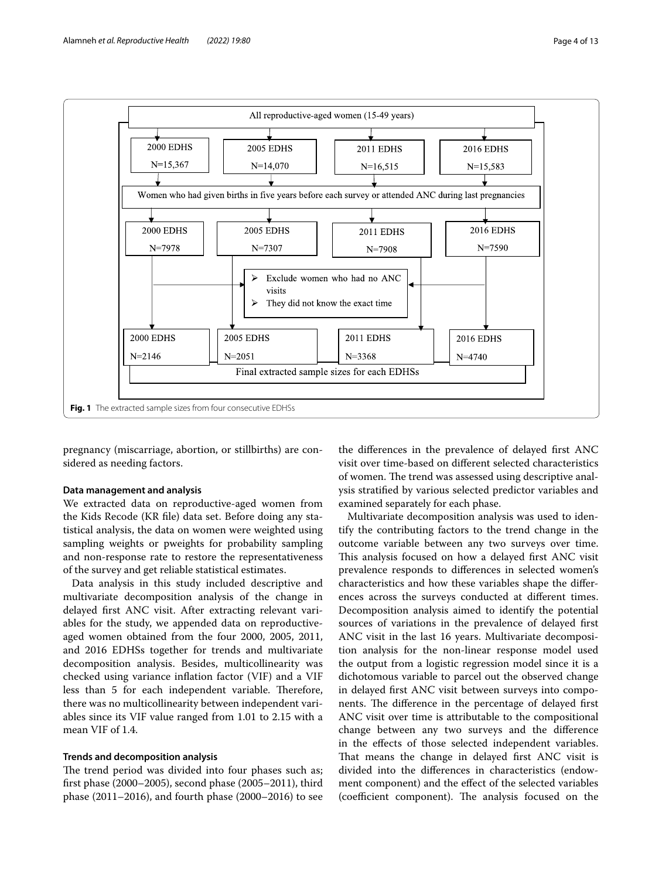All reproductive-aged women (15-49 years)

| 2000 EDHS | 2005 EDHS | 2011 EDHS | 2016 EDHS |
|---|---|---|---|
| N=15,367 | N=14,070 | N=16,515 | N=15,583 |

Women who had given births in five years before each survey or attended ANC during last pregnancies

| 2000 EDHS | 2005 EDHS | 2011 EDHS | 2016 EDHS |
|---|---|---|---|
| N=7978 | N=7307 | N=7908 | N=7590 |

- Exclude women who had no ANC visits
- They did not know the exact time

| 2000 EDHS | 2005 EDHS | 2011 EDHS | 2016 EDHS |
|---|---|---|---|
| N=2146 | N=2051 | N=3368 | N=4740 |

Final extracted sample sizes for each EDHSs

**Fig. 1** The extracted sample sizes from four consecutive EDHSs

pregnancy (miscarriage, abortion, or stillbirths) are considered as needing factors.

### Data management and analysis

We extracted data on reproductive-aged women from the Kids Recode (KR file) data set. Before doing any statistical analysis, the data on women were weighted using sampling weights or pweights for probability sampling and non-response rate to restore the representativeness of the survey and get reliable statistical estimates.

Data analysis in this study included descriptive and multivariate decomposition analysis of the change in delayed first ANC visit. After extracting relevant variables for the study, we appended data on reproductive-aged women obtained from the four 2000, 2005, 2011, and 2016 EDHSs together for trends and multivariate decomposition analysis. Besides, multicollinearity was checked using variance inflation factor (VIF) and a VIF less than 5 for each independent variable. Therefore, there was no multicollinearity between independent variables since its VIF value ranged from 1.01 to 2.15 with a mean VIF of 1.4.

### Trends and decomposition analysis

The trend period was divided into four phases such as; first phase (2000–2005), second phase (2005–2011), third phase (2011–2016), and fourth phase (2000–2016) to see the differences in the prevalence of delayed first ANC visit over time-based on different selected characteristics of women. The trend was assessed using descriptive analysis stratified by various selected predictor variables and examined separately for each phase.

Multivariate decomposition analysis was used to identify the contributing factors to the trend change in the outcome variable between any two surveys over time. This analysis focused on how a delayed first ANC visit prevalence responds to differences in selected women's characteristics and how these variables shape the differences across the surveys conducted at different times. Decomposition analysis aimed to identify the potential sources of variations in the prevalence of delayed first ANC visit in the last 16 years. Multivariate decomposition analysis for the non-linear response model used the output from a logistic regression model since it is a dichotomous variable to parcel out the observed change in delayed first ANC visit between surveys into components. The difference in the percentage of delayed first ANC visit over time is attributable to the compositional change between any two surveys and the difference in the effects of those selected independent variables. That means the change in delayed first ANC visit is divided into the differences in characteristics (endowment component) and the effect of the selected variables (coefficient component). The analysis focused on the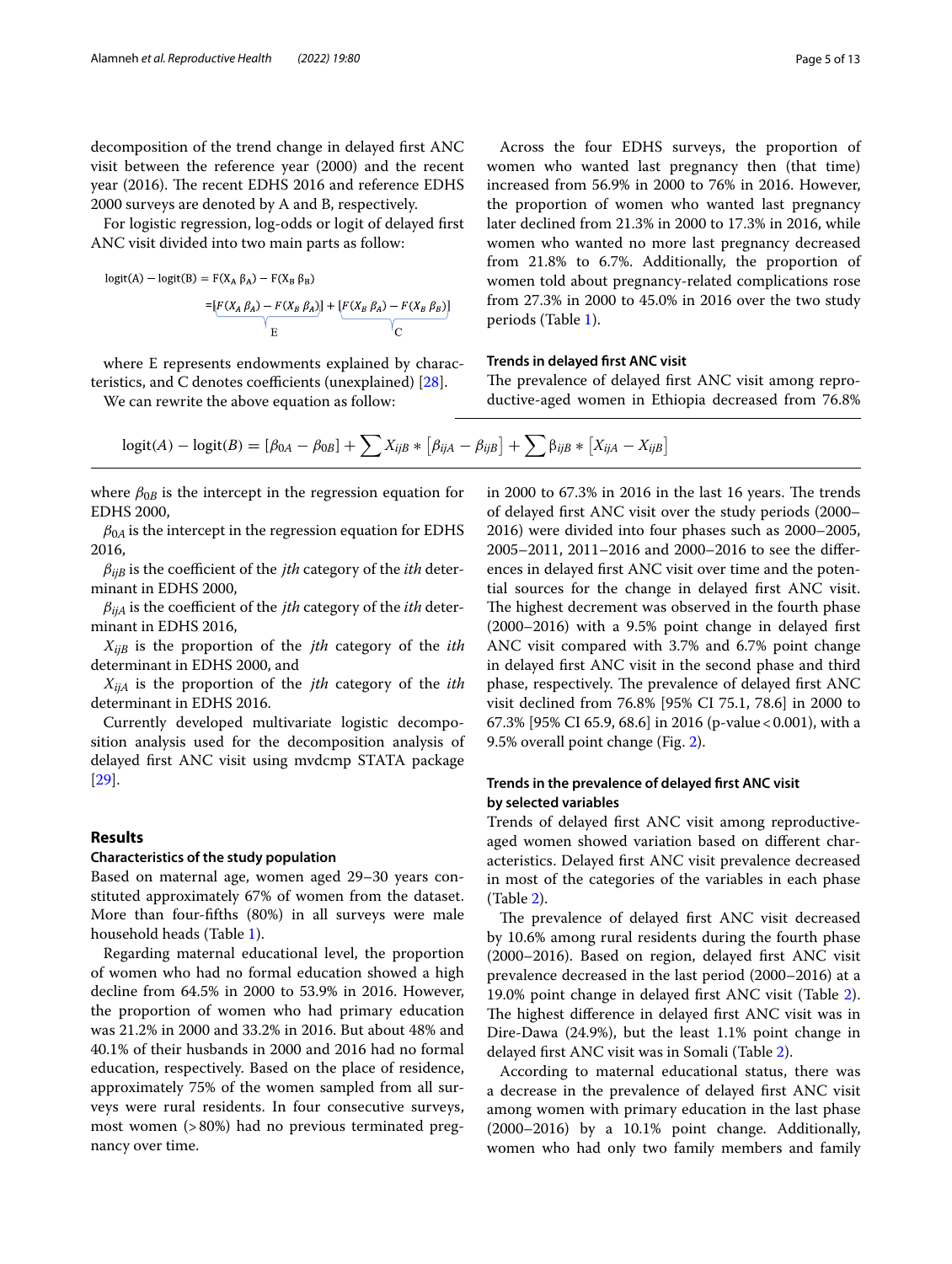decomposition of the trend change in delayed first ANC visit between the reference year (2000) and the recent year (2016). The recent EDHS 2016 and reference EDHS 2000 surveys are denoted by A and B, respectively.

For logistic regression, log-odds or logit of delayed first ANC visit divided into two main parts as follow:

$$\mathrm{logit(A)} - \mathrm{logit(B)} = \mathrm{F(X_A\,\beta_A)} - \mathrm{F(X_B\,\beta_B)}$$

$$= \underbrace{[F(X_A\,\beta_A) - F(X_B\,\beta_A)]}_{E} + \underbrace{[F(X_B\,\beta_A) - F(X_B\,\beta_B)]}_{C}$$

where E represents endowments explained by characteristics, and C denotes coefficients (unexplained) [28].

We can rewrite the above equation as follow:

$$\mathrm{logit}(A) - \mathrm{logit}(B) = [\beta_{0A} - \beta_{0B}] + \sum X_{ijB} * [\beta_{ijA} - \beta_{ijB}] + \sum \beta_{ijB} * [X_{ijA} - X_{ijB}]$$

where $\beta_{0B}$ is the intercept in the regression equation for EDHS 2000,

$\beta_{0A}$ is the intercept in the regression equation for EDHS 2016,

$\beta_{ijB}$ is the coefficient of the *jth* category of the *ith* determinant in EDHS 2000,

$\beta_{ijA}$ is the coefficient of the *jth* category of the *ith* determinant in EDHS 2016,

$X_{ijB}$ is the proportion of the *jth* category of the *ith* determinant in EDHS 2000, and

$X_{ijA}$ is the proportion of the *jth* category of the *ith* determinant in EDHS 2016.

Currently developed multivariate logistic decomposition analysis used for the decomposition analysis of delayed first ANC visit using mvdcmp STATA package [29].

## Results

### Characteristics of the study population

Based on maternal age, women aged 29–30 years constituted approximately 67% of women from the dataset. More than four-fifths (80%) in all surveys were male household heads (Table 1).

Regarding maternal educational level, the proportion of women who had no formal education showed a high decline from 64.5% in 2000 to 53.9% in 2016. However, the proportion of women who had primary education was 21.2% in 2000 and 33.2% in 2016. But about 48% and 40.1% of their husbands in 2000 and 2016 had no formal education, respectively. Based on the place of residence, approximately 75% of the women sampled from all surveys were rural residents. In four consecutive surveys, most women (>80%) had no previous terminated pregnancy over time.

Across the four EDHS surveys, the proportion of women who wanted last pregnancy then (that time) increased from 56.9% in 2000 to 76% in 2016. However, the proportion of women who wanted last pregnancy later declined from 21.3% in 2000 to 17.3% in 2016, while women who wanted no more last pregnancy decreased from 21.8% to 6.7%. Additionally, the proportion of women told about pregnancy-related complications rose from 27.3% in 2000 to 45.0% in 2016 over the two study periods (Table 1).

### Trends in delayed first ANC visit

The prevalence of delayed first ANC visit among reproductive-aged women in Ethiopia decreased from 76.8% in 2000 to 67.3% in 2016 in the last 16 years. The trends of delayed first ANC visit over the study periods (2000–2016) were divided into four phases such as 2000–2005, 2005–2011, 2011–2016 and 2000–2016 to see the differences in delayed first ANC visit over time and the potential sources for the change in delayed first ANC visit. The highest decrement was observed in the fourth phase (2000–2016) with a 9.5% point change in delayed first ANC visit compared with 3.7% and 6.7% point change in delayed first ANC visit in the second phase and third phase, respectively. The prevalence of delayed first ANC visit declined from 76.8% [95% CI 75.1, 78.6] in 2000 to 67.3% [95% CI 65.9, 68.6] in 2016 (p-value < 0.001), with a 9.5% overall point change (Fig. 2).

### Trends in the prevalence of delayed first ANC visit by selected variables

Trends of delayed first ANC visit among reproductive-aged women showed variation based on different characteristics. Delayed first ANC visit prevalence decreased in most of the categories of the variables in each phase (Table 2).

The prevalence of delayed first ANC visit decreased by 10.6% among rural residents during the fourth phase (2000–2016). Based on region, delayed first ANC visit prevalence decreased in the last period (2000–2016) at a 19.0% point change in delayed first ANC visit (Table 2). The highest difference in delayed first ANC visit was in Dire-Dawa (24.9%), but the least 1.1% point change in delayed first ANC visit was in Somali (Table 2).

According to maternal educational status, there was a decrease in the prevalence of delayed first ANC visit among women with primary education in the last phase (2000–2016) by a 10.1% point change. Additionally, women who had only two family members and family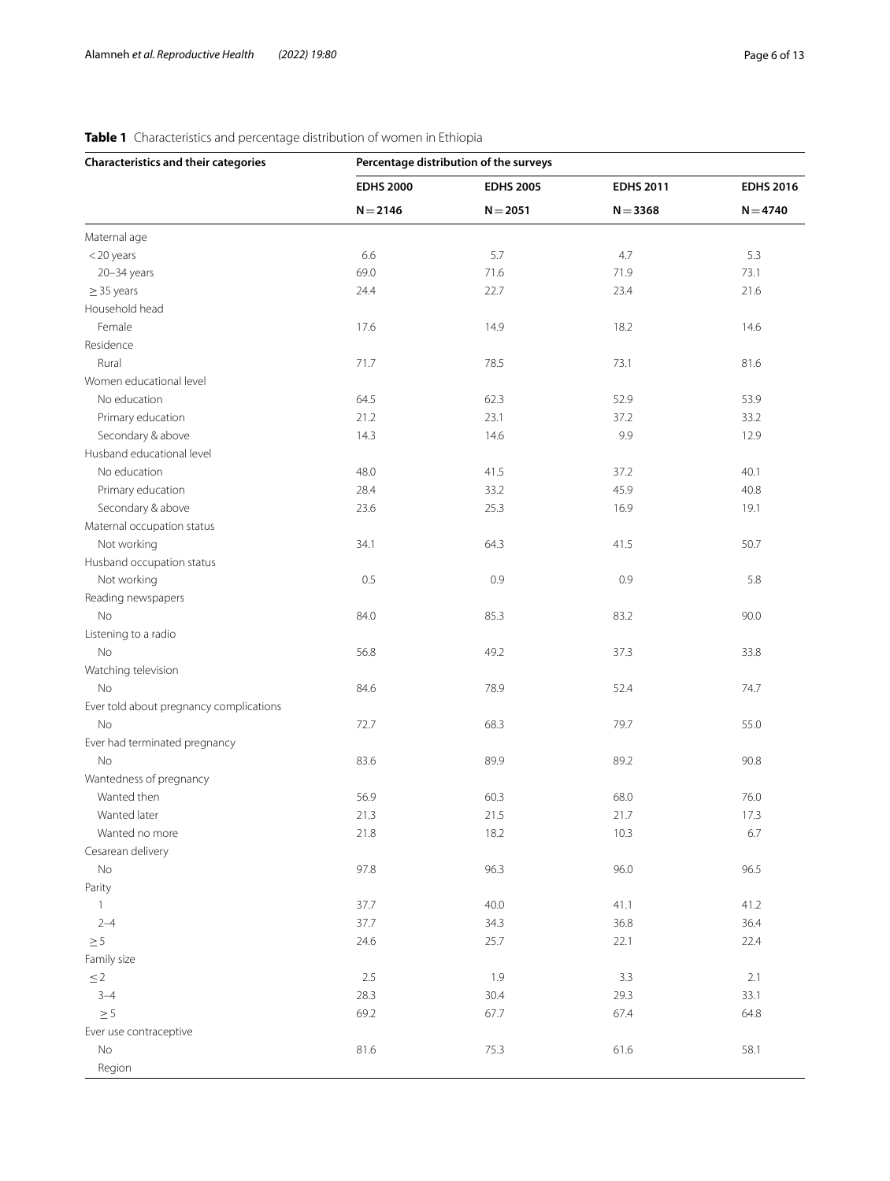**Table 1** Characteristics and percentage distribution of women in Ethiopia

| Characteristics and their categories | Percentage distribution of the surveys | | | |
|---|---|---|---|---|
| | **EDHS 2000** | **EDHS 2005** | **EDHS 2011** | **EDHS 2016** |
| | **N = 2146** | **N = 2051** | **N = 3368** | **N = 4740** |
| Maternal age | | | | |
| < 20 years | 6.6 | 5.7 | 4.7 | 5.3 |
| 20–34 years | 69.0 | 71.6 | 71.9 | 73.1 |
| ≥ 35 years | 24.4 | 22.7 | 23.4 | 21.6 |
| Household head | | | | |
| Female | 17.6 | 14.9 | 18.2 | 14.6 |
| Residence | | | | |
| Rural | 71.7 | 78.5 | 73.1 | 81.6 |
| Women educational level | | | | |
| No education | 64.5 | 62.3 | 52.9 | 53.9 |
| Primary education | 21.2 | 23.1 | 37.2 | 33.2 |
| Secondary & above | 14.3 | 14.6 | 9.9 | 12.9 |
| Husband educational level | | | | |
| No education | 48.0 | 41.5 | 37.2 | 40.1 |
| Primary education | 28.4 | 33.2 | 45.9 | 40.8 |
| Secondary & above | 23.6 | 25.3 | 16.9 | 19.1 |
| Maternal occupation status | | | | |
| Not working | 34.1 | 64.3 | 41.5 | 50.7 |
| Husband occupation status | | | | |
| Not working | 0.5 | 0.9 | 0.9 | 5.8 |
| Reading newspapers | | | | |
| No | 84.0 | 85.3 | 83.2 | 90.0 |
| Listening to a radio | | | | |
| No | 56.8 | 49.2 | 37.3 | 33.8 |
| Watching television | | | | |
| No | 84.6 | 78.9 | 52.4 | 74.7 |
| Ever told about pregnancy complications | | | | |
| No | 72.7 | 68.3 | 79.7 | 55.0 |
| Ever had terminated pregnancy | | | | |
| No | 83.6 | 89.9 | 89.2 | 90.8 |
| Wantedness of pregnancy | | | | |
| Wanted then | 56.9 | 60.3 | 68.0 | 76.0 |
| Wanted later | 21.3 | 21.5 | 21.7 | 17.3 |
| Wanted no more | 21.8 | 18.2 | 10.3 | 6.7 |
| Cesarean delivery | | | | |
| No | 97.8 | 96.3 | 96.0 | 96.5 |
| Parity | | | | |
| 1 | 37.7 | 40.0 | 41.1 | 41.2 |
| 2–4 | 37.7 | 34.3 | 36.8 | 36.4 |
| ≥ 5 | 24.6 | 25.7 | 22.1 | 22.4 |
| Family size | | | | |
| ≤ 2 | 2.5 | 1.9 | 3.3 | 2.1 |
| 3–4 | 28.3 | 30.4 | 29.3 | 33.1 |
| ≥ 5 | 69.2 | 67.7 | 67.4 | 64.8 |
| Ever use contraceptive | | | | |
| No | 81.6 | 75.3 | 61.6 | 58.1 |
| Region | | | | |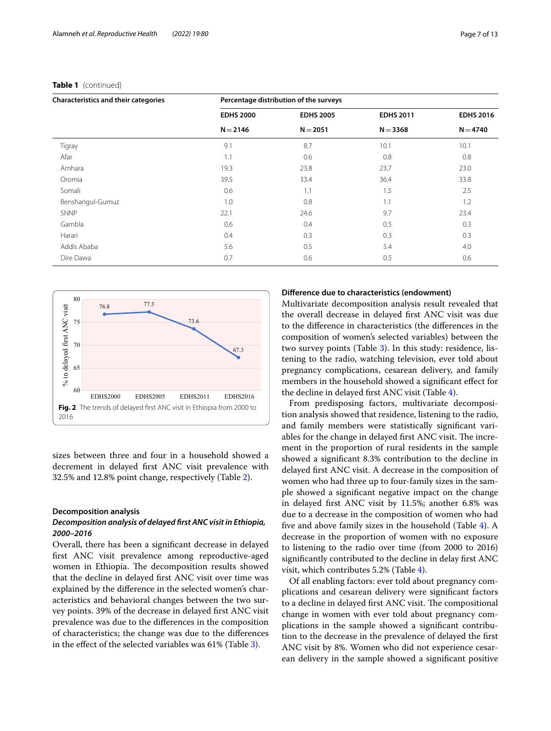**Table 1** (continued)

| Characteristics and their categories | Percentage distribution of the surveys | | | |
|---|---|---|---|---|
| | EDHS 2000 | EDHS 2005 | EDHS 2011 | EDHS 2016 |
| | N = 2146 | N = 2051 | N = 3368 | N = 4740 |
| Tigray | 9.1 | 8.7 | 10.1 | 10.1 |
| Afar | 1.1 | 0.6 | 0.8 | 0.8 |
| Amhara | 19.3 | 23.8 | 23.7 | 23.0 |
| Oromia | 39.5 | 33.4 | 36.4 | 33.8 |
| Somali | 0.6 | 1.1 | 1.5 | 2.5 |
| Benshangul-Gumuz | 1.0 | 0.8 | 1.1 | 1.2 |
| SNNP | 22.1 | 24.6 | 9.7 | 23.4 |
| Gambla | 0.6 | 0.4 | 0.5 | 0.3 |
| Harari | 0.4 | 0.3 | 0.3 | 0.3 |
| Addis Ababa | 5.6 | 0.5 | 5.4 | 4.0 |
| Dire Dawa | 0.7 | 0.6 | 0.5 | 0.6 |

**Fig. 2** The trends of delayed first ANC visit in Ethiopia from 2000 to 2016

sizes between three and four in a household showed a decrement in delayed first ANC visit prevalence with 32.5% and 12.8% point change, respectively (Table 2).

### Decomposition analysis

#### *Decomposition analysis of delayed first ANC visit in Ethiopia, 2000–2016*

Overall, there has been a significant decrease in delayed first ANC visit prevalence among reproductive-aged women in Ethiopia. The decomposition results showed that the decline in delayed first ANC visit over time was explained by the difference in the selected women's characteristics and behavioral changes between the two survey points. 39% of the decrease in delayed first ANC visit prevalence was due to the differences in the composition of characteristics; the change was due to the differences in the effect of the selected variables was 61% (Table 3).

#### Difference due to characteristics (endowment)

Multivariate decomposition analysis result revealed that the overall decrease in delayed first ANC visit was due to the difference in characteristics (the differences in the composition of women's selected variables) between the two survey points (Table 3). In this study: residence, listening to the radio, watching television, ever told about pregnancy complications, cesarean delivery, and family members in the household showed a significant effect for the decline in delayed first ANC visit (Table 4).

From predisposing factors, multivariate decomposition analysis showed that residence, listening to the radio, and family members were statistically significant variables for the change in delayed first ANC visit. The increment in the proportion of rural residents in the sample showed a significant 8.3% contribution to the decline in delayed first ANC visit. A decrease in the composition of women who had three up to four-family sizes in the sample showed a significant negative impact on the change in delayed first ANC visit by 11.5%; another 6.8% was due to a decrease in the composition of women who had five and above family sizes in the household (Table 4). A decrease in the proportion of women with no exposure to listening to the radio over time (from 2000 to 2016) significantly contributed to the decline in delay first ANC visit, which contributes 5.2% (Table 4).

Of all enabling factors: ever told about pregnancy complications and cesarean delivery were significant factors to a decline in delayed first ANC visit. The compositional change in women with ever told about pregnancy complications in the sample showed a significant contribution to the decrease in the prevalence of delayed the first ANC visit by 8%. Women who did not experience cesarean delivery in the sample showed a significant positive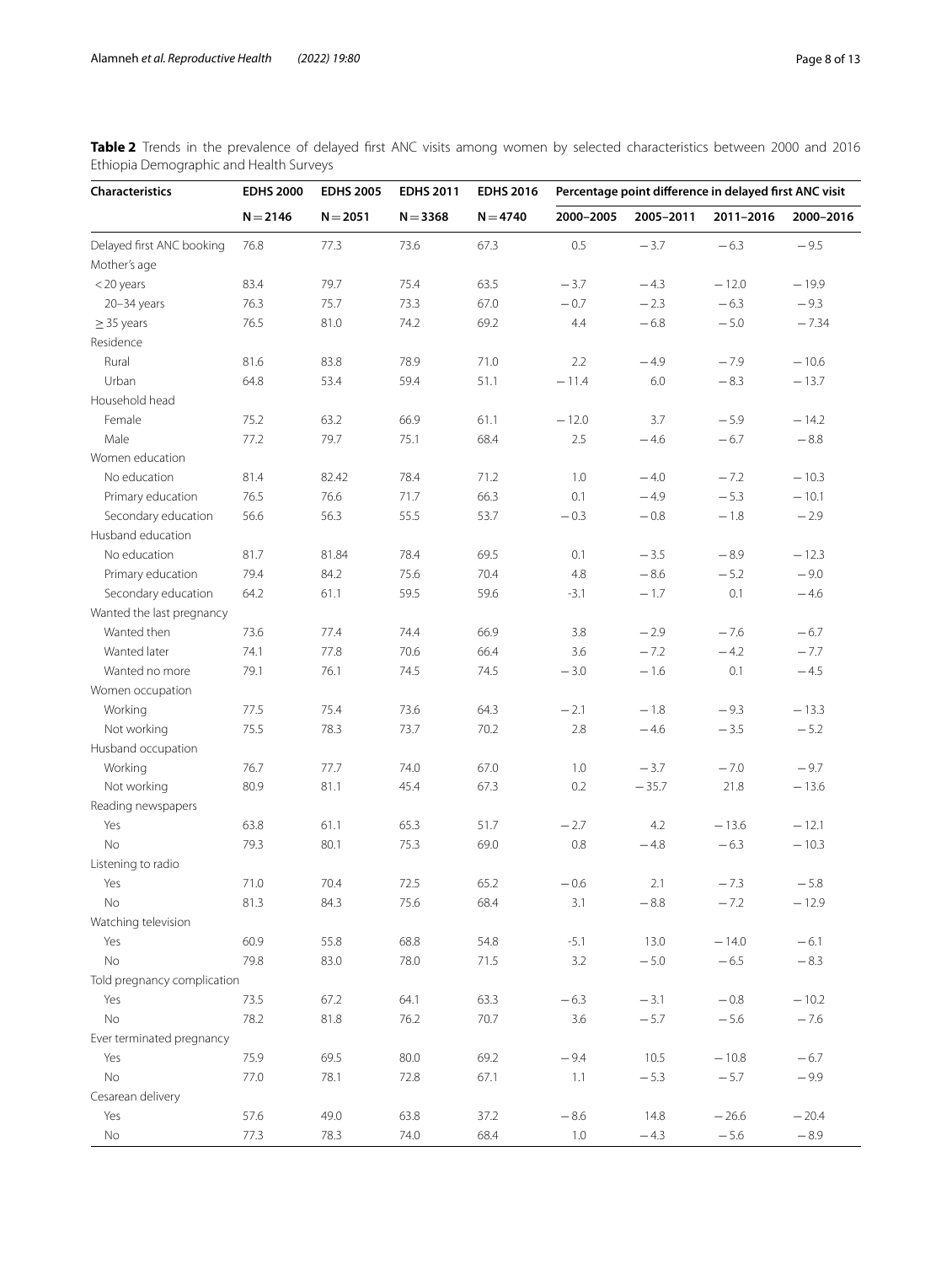**Table 2** Trends in the prevalence of delayed first ANC visits among women by selected characteristics between 2000 and 2016 Ethiopia Demographic and Health Surveys

| Characteristics | EDHS 2000 | EDHS 2005 | EDHS 2011 | EDHS 2016 | Percentage point difference in delayed first ANC visit | | | |
|---|---|---|---|---|---|---|---|---|
| | N = 2146 | N = 2051 | N = 3368 | N = 4740 | 2000–2005 | 2005–2011 | 2011–2016 | 2000–2016 |
| Delayed first ANC booking | 76.8 | 77.3 | 73.6 | 67.3 | 0.5 | − 3.7 | − 6.3 | − 9.5 |
| Mother's age | | | | | | | | |
| < 20 years | 83.4 | 79.7 | 75.4 | 63.5 | − 3.7 | − 4.3 | − 12.0 | − 19.9 |
| 20–34 years | 76.3 | 75.7 | 73.3 | 67.0 | − 0.7 | − 2.3 | − 6.3 | − 9.3 |
| ≥ 35 years | 76.5 | 81.0 | 74.2 | 69.2 | 4.4 | − 6.8 | − 5.0 | − 7.34 |
| Residence | | | | | | | | |
| Rural | 81.6 | 83.8 | 78.9 | 71.0 | 2.2 | − 4.9 | − 7.9 | − 10.6 |
| Urban | 64.8 | 53.4 | 59.4 | 51.1 | − 11.4 | 6.0 | − 8.3 | − 13.7 |
| Household head | | | | | | | | |
| Female | 75.2 | 63.2 | 66.9 | 61.1 | − 12.0 | 3.7 | − 5.9 | − 14.2 |
| Male | 77.2 | 79.7 | 75.1 | 68.4 | 2.5 | − 4.6 | − 6.7 | − 8.8 |
| Women education | | | | | | | | |
| No education | 81.4 | 82.42 | 78.4 | 71.2 | 1.0 | − 4.0 | − 7.2 | − 10.3 |
| Primary education | 76.5 | 76.6 | 71.7 | 66.3 | 0.1 | − 4.9 | − 5.3 | − 10.1 |
| Secondary education | 56.6 | 56.3 | 55.5 | 53.7 | − 0.3 | − 0.8 | − 1.8 | − 2.9 |
| Husband education | | | | | | | | |
| No education | 81.7 | 81.84 | 78.4 | 69.5 | 0.1 | − 3.5 | − 8.9 | − 12.3 |
| Primary education | 79.4 | 84.2 | 75.6 | 70.4 | 4.8 | − 8.6 | − 5.2 | − 9.0 |
| Secondary education | 64.2 | 61.1 | 59.5 | 59.6 | -3.1 | − 1.7 | 0.1 | − 4.6 |
| Wanted the last pregnancy | | | | | | | | |
| Wanted then | 73.6 | 77.4 | 74.4 | 66.9 | 3.8 | − 2.9 | − 7.6 | − 6.7 |
| Wanted later | 74.1 | 77.8 | 70.6 | 66.4 | 3.6 | − 7.2 | − 4.2 | − 7.7 |
| Wanted no more | 79.1 | 76.1 | 74.5 | 74.5 | − 3.0 | − 1.6 | 0.1 | − 4.5 |
| Women occupation | | | | | | | | |
| Working | 77.5 | 75.4 | 73.6 | 64.3 | − 2.1 | − 1.8 | − 9.3 | − 13.3 |
| Not working | 75.5 | 78.3 | 73.7 | 70.2 | 2.8 | − 4.6 | − 3.5 | − 5.2 |
| Husband occupation | | | | | | | | |
| Working | 76.7 | 77.7 | 74.0 | 67.0 | 1.0 | − 3.7 | − 7.0 | − 9.7 |
| Not working | 80.9 | 81.1 | 45.4 | 67.3 | 0.2 | − 35.7 | 21.8 | − 13.6 |
| Reading newspapers | | | | | | | | |
| Yes | 63.8 | 61.1 | 65.3 | 51.7 | − 2.7 | 4.2 | − 13.6 | − 12.1 |
| No | 79.3 | 80.1 | 75.3 | 69.0 | 0.8 | − 4.8 | − 6.3 | − 10.3 |
| Listening to radio | | | | | | | | |
| Yes | 71.0 | 70.4 | 72.5 | 65.2 | − 0.6 | 2.1 | − 7.3 | − 5.8 |
| No | 81.3 | 84.3 | 75.6 | 68.4 | 3.1 | − 8.8 | − 7.2 | − 12.9 |
| Watching television | | | | | | | | |
| Yes | 60.9 | 55.8 | 68.8 | 54.8 | -5.1 | 13.0 | − 14.0 | − 6.1 |
| No | 79.8 | 83.0 | 78.0 | 71.5 | 3.2 | − 5.0 | − 6.5 | − 8.3 |
| Told pregnancy complication | | | | | | | | |
| Yes | 73.5 | 67.2 | 64.1 | 63.3 | − 6.3 | − 3.1 | − 0.8 | − 10.2 |
| No | 78.2 | 81.8 | 76.2 | 70.7 | 3.6 | − 5.7 | − 5.6 | − 7.6 |
| Ever terminated pregnancy | | | | | | | | |
| Yes | 75.9 | 69.5 | 80.0 | 69.2 | − 9.4 | 10.5 | − 10.8 | − 6.7 |
| No | 77.0 | 78.1 | 72.8 | 67.1 | 1.1 | − 5.3 | − 5.7 | − 9.9 |
| Cesarean delivery | | | | | | | | |
| Yes | 57.6 | 49.0 | 63.8 | 37.2 | − 8.6 | 14.8 | − 26.6 | − 20.4 |
| No | 77.3 | 78.3 | 74.0 | 68.4 | 1.0 | − 4.3 | − 5.6 | − 8.9 |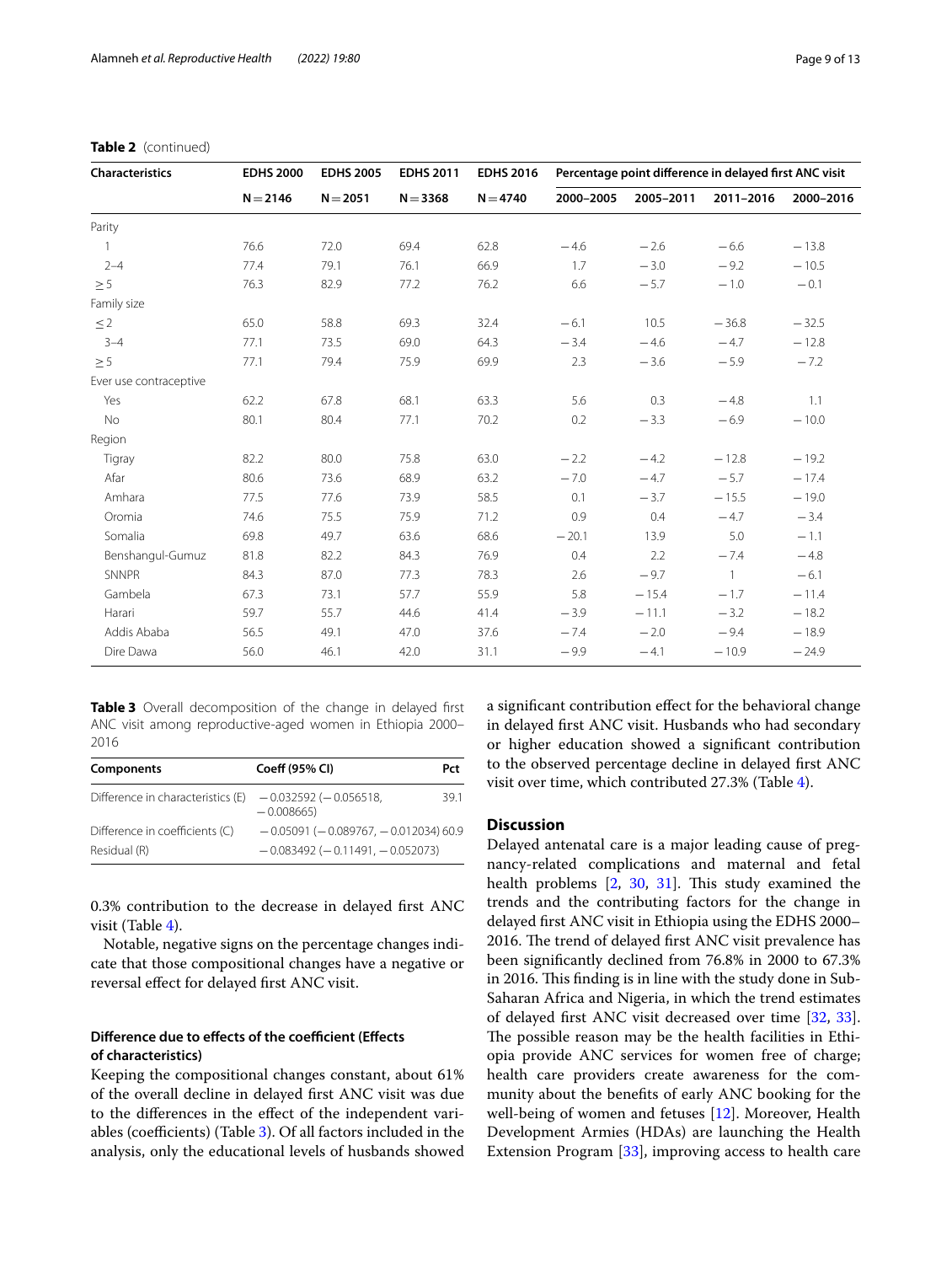**Table 2** (continued)

| Characteristics | EDHS 2000 | EDHS 2005 | EDHS 2011 | EDHS 2016 | Percentage point difference in delayed first ANC visit | | | |
|---|---|---|---|---|---|---|---|---|
| | N = 2146 | N = 2051 | N = 3368 | N = 4740 | 2000–2005 | 2005–2011 | 2011–2016 | 2000–2016 |
| Parity | | | | | | | | |
| 1 | 76.6 | 72.0 | 69.4 | 62.8 | −4.6 | −2.6 | −6.6 | −13.8 |
| 2–4 | 77.4 | 79.1 | 76.1 | 66.9 | 1.7 | −3.0 | −9.2 | −10.5 |
| ≥ 5 | 76.3 | 82.9 | 77.2 | 76.2 | 6.6 | −5.7 | −1.0 | −0.1 |
| Family size | | | | | | | | |
| ≤ 2 | 65.0 | 58.8 | 69.3 | 32.4 | −6.1 | 10.5 | −36.8 | −32.5 |
| 3–4 | 77.1 | 73.5 | 69.0 | 64.3 | −3.4 | −4.6 | −4.7 | −12.8 |
| ≥ 5 | 77.1 | 79.4 | 75.9 | 69.9 | 2.3 | −3.6 | −5.9 | −7.2 |
| Ever use contraceptive | | | | | | | | |
| Yes | 62.2 | 67.8 | 68.1 | 63.3 | 5.6 | 0.3 | −4.8 | 1.1 |
| No | 80.1 | 80.4 | 77.1 | 70.2 | 0.2 | −3.3 | −6.9 | −10.0 |
| Region | | | | | | | | |
| Tigray | 82.2 | 80.0 | 75.8 | 63.0 | −2.2 | −4.2 | −12.8 | −19.2 |
| Afar | 80.6 | 73.6 | 68.9 | 63.2 | −7.0 | −4.7 | −5.7 | −17.4 |
| Amhara | 77.5 | 77.6 | 73.9 | 58.5 | 0.1 | −3.7 | −15.5 | −19.0 |
| Oromia | 74.6 | 75.5 | 75.9 | 71.2 | 0.9 | 0.4 | −4.7 | −3.4 |
| Somalia | 69.8 | 49.7 | 63.6 | 68.6 | −20.1 | 13.9 | 5.0 | −1.1 |
| Benshangul-Gumuz | 81.8 | 82.2 | 84.3 | 76.9 | 0.4 | 2.2 | −7.4 | −4.8 |
| SNNPR | 84.3 | 87.0 | 77.3 | 78.3 | 2.6 | −9.7 | 1 | −6.1 |
| Gambela | 67.3 | 73.1 | 57.7 | 55.9 | 5.8 | −15.4 | −1.7 | −11.4 |
| Harari | 59.7 | 55.7 | 44.6 | 41.4 | −3.9 | −11.1 | −3.2 | −18.2 |
| Addis Ababa | 56.5 | 49.1 | 47.0 | 37.6 | −7.4 | −2.0 | −9.4 | −18.9 |
| Dire Dawa | 56.0 | 46.1 | 42.0 | 31.1 | −9.9 | −4.1 | −10.9 | −24.9 |

**Table 3** Overall decomposition of the change in delayed first ANC visit among reproductive-aged women in Ethiopia 2000–2016

| Components | Coeff (95% CI) | Pct |
|---|---|---|
| Difference in characteristics (E) | −0.032592 (−0.056518, −0.008665) | 39.1 |
| Difference in coefficients (C) | −0.05091 (−0.089767, −0.012034) | 60.9 |
| Residual (R) | −0.083492 (−0.11491, −0.052073) | |

0.3% contribution to the decrease in delayed first ANC visit (Table 4).

Notable, negative signs on the percentage changes indicate that those compositional changes have a negative or reversal effect for delayed first ANC visit.

### Difference due to effects of the coefficient (Effects of characteristics)

Keeping the compositional changes constant, about 61% of the overall decline in delayed first ANC visit was due to the differences in the effect of the independent variables (coefficients) (Table 3). Of all factors included in the analysis, only the educational levels of husbands showed a significant contribution effect for the behavioral change in delayed first ANC visit. Husbands who had secondary or higher education showed a significant contribution to the observed percentage decline in delayed first ANC visit over time, which contributed 27.3% (Table 4).

## Discussion

Delayed antenatal care is a major leading cause of pregnancy-related complications and maternal and fetal health problems [2, 30, 31]. This study examined the trends and the contributing factors for the change in delayed first ANC visit in Ethiopia using the EDHS 2000–2016. The trend of delayed first ANC visit prevalence has been significantly declined from 76.8% in 2000 to 67.3% in 2016. This finding is in line with the study done in Sub-Saharan Africa and Nigeria, in which the trend estimates of delayed first ANC visit decreased over time [32, 33]. The possible reason may be the health facilities in Ethiopia provide ANC services for women free of charge; health care providers create awareness for the community about the benefits of early ANC booking for the well-being of women and fetuses [12]. Moreover, Health Development Armies (HDAs) are launching the Health Extension Program [33], improving access to health care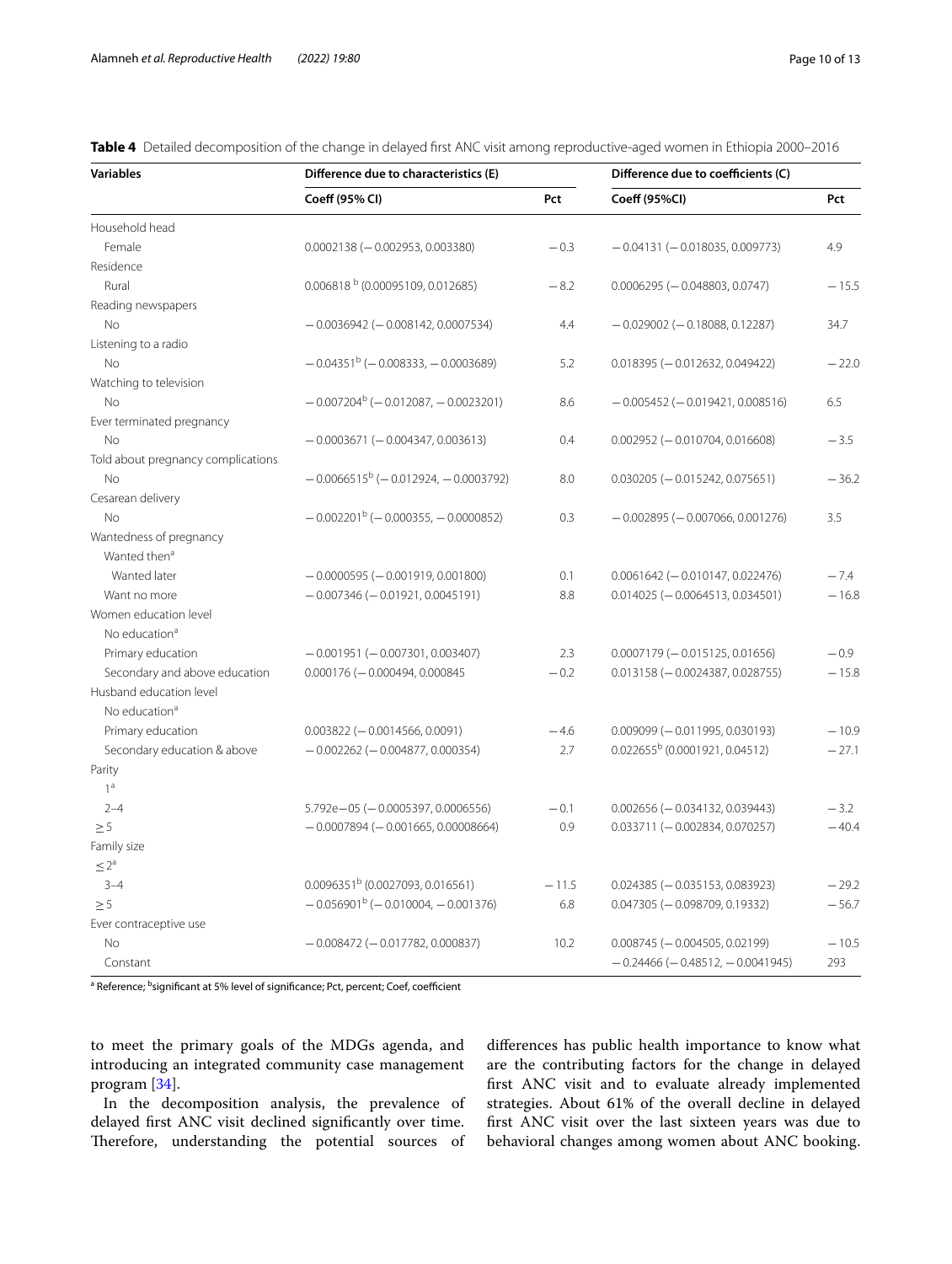**Table 4** Detailed decomposition of the change in delayed first ANC visit among reproductive-aged women in Ethiopia 2000–2016

| Variables | Difference due to characteristics (E) | | Difference due to coefficients (C) | |
|---|---|---|---|---|
| | Coeff (95% CI) | Pct | Coeff (95%CI) | Pct |
| Household head | | | | |
| Female | 0.0002138 (−0.002953, 0.003380) | −0.3 | −0.04131 (−0.018035, 0.009773) | 4.9 |
| Residence | | | | |
| Rural | 0.006818 [b] (0.00095109, 0.012685) | −8.2 | 0.0006295 (−0.048803, 0.0747) | −15.5 |
| Reading newspapers | | | | |
| No | −0.0036942 (−0.008142, 0.0007534) | 4.4 | −0.029002 (−0.18088, 0.12287) | 34.7 |
| Listening to a radio | | | | |
| No | −0.04351[b] (−0.008333, −0.0003689) | 5.2 | 0.018395 (−0.012632, 0.049422) | −22.0 |
| Watching to television | | | | |
| No | −0.007204[b] (−0.012087, −0.0023201) | 8.6 | −0.005452 (−0.019421, 0.008516) | 6.5 |
| Ever terminated pregnancy | | | | |
| No | −0.0003671 (−0.004347, 0.003613) | 0.4 | 0.002952 (−0.010704, 0.016608) | −3.5 |
| Told about pregnancy complications | | | | |
| No | −0.0066515[b] (−0.012924, −0.0003792) | 8.0 | 0.030205 (−0.015242, 0.075651) | −36.2 |
| Cesarean delivery | | | | |
| No | −0.002201[b] (−0.000355, −0.0000852) | 0.3 | −0.002895 (−0.007066, 0.001276) | 3.5 |
| Wantedness of pregnancy | | | | |
| Wanted then[a] | | | | |
| Wanted later | −0.0000595 (−0.001919, 0.001800) | 0.1 | 0.0061642 (−0.010147, 0.022476) | −7.4 |
| Want no more | −0.007346 (−0.01921, 0.0045191) | 8.8 | 0.014025 (−0.0064513, 0.034501) | −16.8 |
| Women education level | | | | |
| No education[a] | | | | |
| Primary education | −0.001951 (−0.007301, 0.003407) | 2.3 | 0.0007179 (−0.015125, 0.01656) | −0.9 |
| Secondary and above education | 0.000176 (−0.000494, 0.000845 | −0.2 | 0.013158 (−0.0024387, 0.028755) | −15.8 |
| Husband education level | | | | |
| No education[a] | | | | |
| Primary education | 0.003822 (−0.0014566, 0.0091) | −4.6 | 0.009099 (−0.011995, 0.030193) | −10.9 |
| Secondary education & above | −0.002262 (−0.004877, 0.000354) | 2.7 | 0.022655[b] (0.0001921, 0.04512) | −27.1 |
| Parity | | | | |
| 1[a] | | | | |
| 2–4 | 5.792e−05 (−0.0005397, 0.0006556) | −0.1 | 0.002656 (−0.034132, 0.039443) | −3.2 |
| ≥5 | −0.0007894 (−0.001665, 0.00008664) | 0.9 | 0.033711 (−0.002834, 0.070257) | −40.4 |
| Family size | | | | |
| ≤2[a] | | | | |
| 3–4 | 0.0096351[b] (0.0027093, 0.016561) | −11.5 | 0.024385 (−0.035153, 0.083923) | −29.2 |
| ≥5 | −0.056901[b] (−0.010004, −0.001376) | 6.8 | 0.047305 (−0.098709, 0.19332) | −56.7 |
| Ever contraceptive use | | | | |
| No | −0.008472 (−0.017782, 0.000837) | 10.2 | 0.008745 (−0.004505, 0.02199) | −10.5 |
| Constant | | | −0.24466 (−0.48512, −0.0041945) | 293 |

[a] Reference; [b]significant at 5% level of significance; Pct, percent; Coef, coefficient

to meet the primary goals of the MDGs agenda, and introducing an integrated community case management program [34].

In the decomposition analysis, the prevalence of delayed first ANC visit declined significantly over time. Therefore, understanding the potential sources of differences has public health importance to know what are the contributing factors for the change in delayed first ANC visit and to evaluate already implemented strategies. About 61% of the overall decline in delayed first ANC visit over the last sixteen years was due to behavioral changes among women about ANC booking.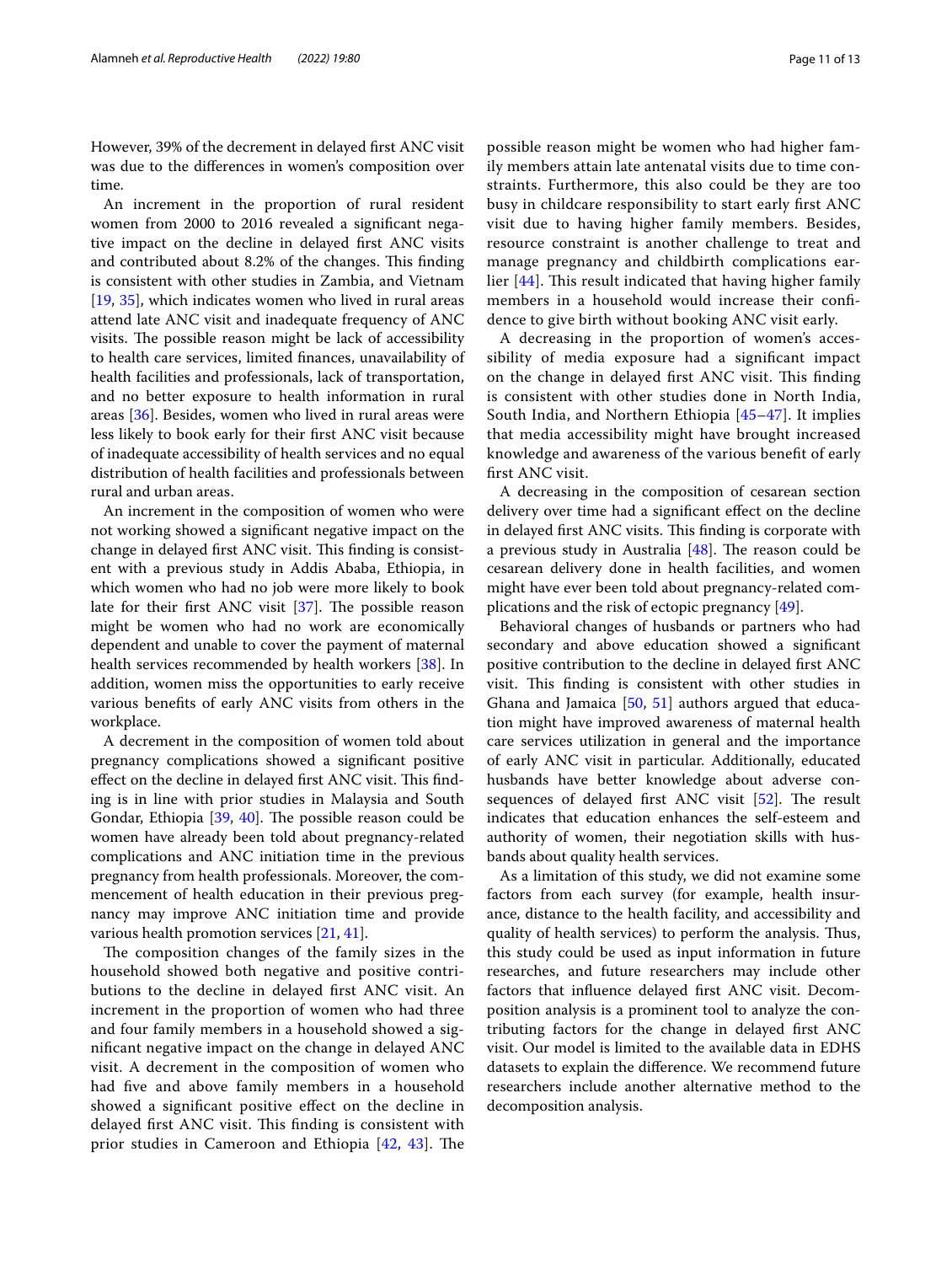However, 39% of the decrement in delayed first ANC visit was due to the differences in women's composition over time.

An increment in the proportion of rural resident women from 2000 to 2016 revealed a significant negative impact on the decline in delayed first ANC visits and contributed about 8.2% of the changes. This finding is consistent with other studies in Zambia, and Vietnam [19, 35], which indicates women who lived in rural areas attend late ANC visit and inadequate frequency of ANC visits. The possible reason might be lack of accessibility to health care services, limited finances, unavailability of health facilities and professionals, lack of transportation, and no better exposure to health information in rural areas [36]. Besides, women who lived in rural areas were less likely to book early for their first ANC visit because of inadequate accessibility of health services and no equal distribution of health facilities and professionals between rural and urban areas.

An increment in the composition of women who were not working showed a significant negative impact on the change in delayed first ANC visit. This finding is consistent with a previous study in Addis Ababa, Ethiopia, in which women who had no job were more likely to book late for their first ANC visit [37]. The possible reason might be women who had no work are economically dependent and unable to cover the payment of maternal health services recommended by health workers [38]. In addition, women miss the opportunities to early receive various benefits of early ANC visits from others in the workplace.

A decrement in the composition of women told about pregnancy complications showed a significant positive effect on the decline in delayed first ANC visit. This finding is in line with prior studies in Malaysia and South Gondar, Ethiopia [39, 40]. The possible reason could be women have already been told about pregnancy-related complications and ANC initiation time in the previous pregnancy from health professionals. Moreover, the commencement of health education in their previous pregnancy may improve ANC initiation time and provide various health promotion services [21, 41].

The composition changes of the family sizes in the household showed both negative and positive contributions to the decline in delayed first ANC visit. An increment in the proportion of women who had three and four family members in a household showed a significant negative impact on the change in delayed ANC visit. A decrement in the composition of women who had five and above family members in a household showed a significant positive effect on the decline in delayed first ANC visit. This finding is consistent with prior studies in Cameroon and Ethiopia [42, 43]. The possible reason might be women who had higher family members attain late antenatal visits due to time constraints. Furthermore, this also could be they are too busy in childcare responsibility to start early first ANC visit due to having higher family members. Besides, resource constraint is another challenge to treat and manage pregnancy and childbirth complications earlier [44]. This result indicated that having higher family members in a household would increase their confidence to give birth without booking ANC visit early.

A decreasing in the proportion of women's accessibility of media exposure had a significant impact on the change in delayed first ANC visit. This finding is consistent with other studies done in North India, South India, and Northern Ethiopia [45–47]. It implies that media accessibility might have brought increased knowledge and awareness of the various benefit of early first ANC visit.

A decreasing in the composition of cesarean section delivery over time had a significant effect on the decline in delayed first ANC visits. This finding is corporate with a previous study in Australia [48]. The reason could be cesarean delivery done in health facilities, and women might have ever been told about pregnancy-related complications and the risk of ectopic pregnancy [49].

Behavioral changes of husbands or partners who had secondary and above education showed a significant positive contribution to the decline in delayed first ANC visit. This finding is consistent with other studies in Ghana and Jamaica [50, 51] authors argued that education might have improved awareness of maternal health care services utilization in general and the importance of early ANC visit in particular. Additionally, educated husbands have better knowledge about adverse consequences of delayed first ANC visit [52]. The result indicates that education enhances the self-esteem and authority of women, their negotiation skills with husbands about quality health services.

As a limitation of this study, we did not examine some factors from each survey (for example, health insurance, distance to the health facility, and accessibility and quality of health services) to perform the analysis. Thus, this study could be used as input information in future researches, and future researchers may include other factors that influence delayed first ANC visit. Decomposition analysis is a prominent tool to analyze the contributing factors for the change in delayed first ANC visit. Our model is limited to the available data in EDHS datasets to explain the difference. We recommend future researchers include another alternative method to the decomposition analysis.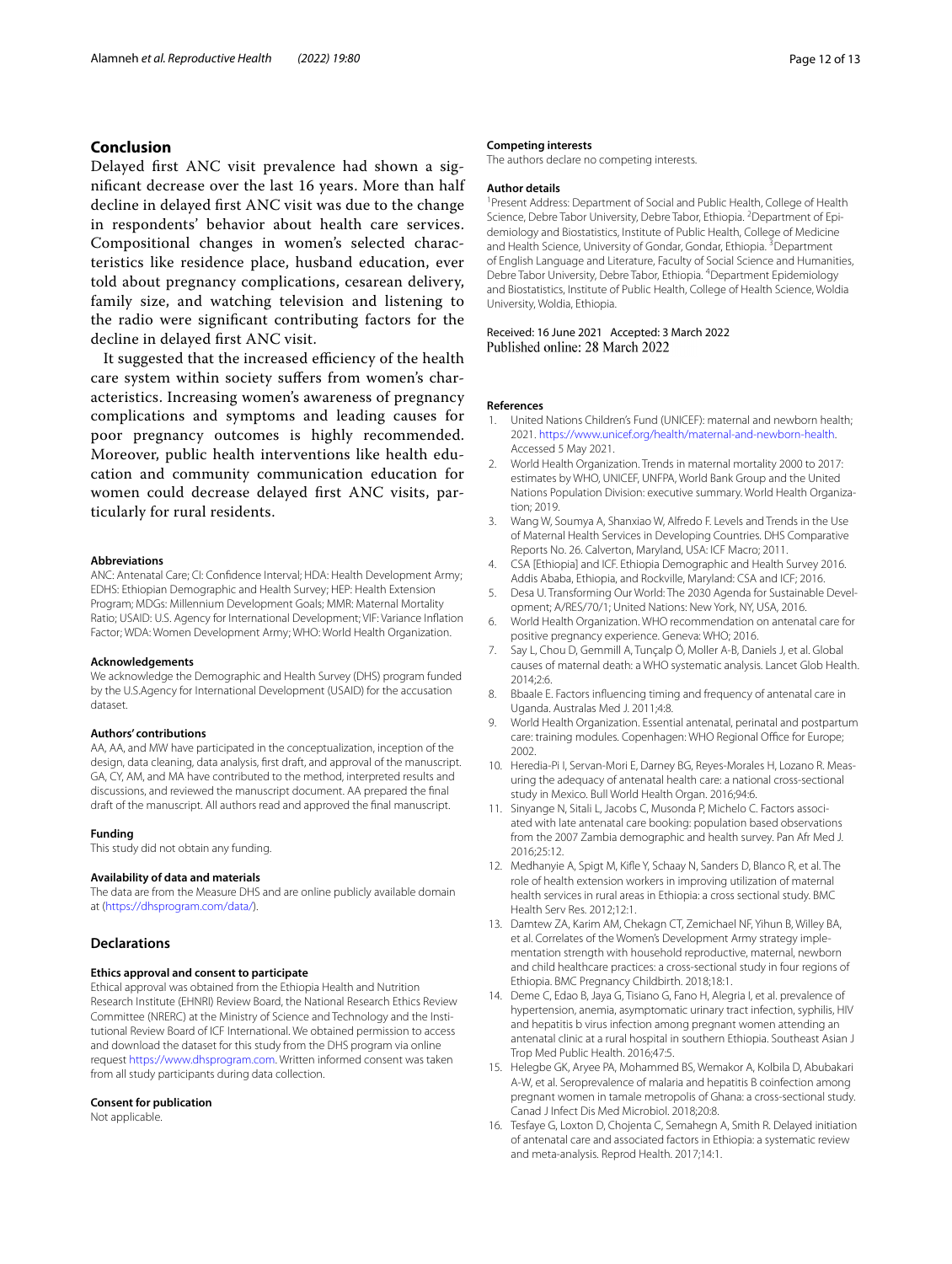## Conclusion

Delayed first ANC visit prevalence had shown a significant decrease over the last 16 years. More than half decline in delayed first ANC visit was due to the change in respondents' behavior about health care services. Compositional changes in women's selected characteristics like residence place, husband education, ever told about pregnancy complications, cesarean delivery, family size, and watching television and listening to the radio were significant contributing factors for the decline in delayed first ANC visit.

It suggested that the increased efficiency of the health care system within society suffers from women's characteristics. Increasing women's awareness of pregnancy complications and symptoms and leading causes for poor pregnancy outcomes is highly recommended. Moreover, public health interventions like health education and community communication education for women could decrease delayed first ANC visits, particularly for rural residents.

#### Abbreviations

ANC: Antenatal Care; CI: Confidence Interval; HDA: Health Development Army; EDHS: Ethiopian Demographic and Health Survey; HEP: Health Extension Program; MDGs: Millennium Development Goals; MMR: Maternal Mortality Ratio; USAID: U.S. Agency for International Development; VIF: Variance Inflation Factor; WDA: Women Development Army; WHO: World Health Organization.

#### Acknowledgements

We acknowledge the Demographic and Health Survey (DHS) program funded by the U.S.Agency for International Development (USAID) for the accusation dataset.

#### Authors' contributions

AA, AA, and MW have participated in the conceptualization, inception of the design, data cleaning, data analysis, first draft, and approval of the manuscript. GA, CY, AM, and MA have contributed to the method, interpreted results and discussions, and reviewed the manuscript document. AA prepared the final draft of the manuscript. All authors read and approved the final manuscript.

#### Funding

This study did not obtain any funding.

#### Availability of data and materials

The data are from the Measure DHS and are online publicly available domain at (https://dhsprogram.com/data/).

## Declarations

#### Ethics approval and consent to participate

Ethical approval was obtained from the Ethiopia Health and Nutrition Research Institute (EHNRI) Review Board, the National Research Ethics Review Committee (NRERC) at the Ministry of Science and Technology and the Institutional Review Board of ICF International. We obtained permission to access and download the dataset for this study from the DHS program via online request https://www.dhsprogram.com. Written informed consent was taken from all study participants during data collection.

#### Consent for publication

Not applicable.

#### Competing interests

The authors declare no competing interests.

#### Author details

[1]Present Address: Department of Social and Public Health, College of Health Science, Debre Tabor University, Debre Tabor, Ethiopia. [2]Department of Epidemiology and Biostatistics, Institute of Public Health, College of Medicine and Health Science, University of Gondar, Gondar, Ethiopia. [3]Department of English Language and Literature, Faculty of Social Science and Humanities, Debre Tabor University, Debre Tabor, Ethiopia. [4]Department Epidemiology and Biostatistics, Institute of Public Health, College of Health Science, Woldia University, Woldia, Ethiopia.

Received: 16 June 2021 Accepted: 3 March 2022
Published online: 28 March 2022

#### References

1. United Nations Children's Fund (UNICEF): maternal and newborn health; 2021. https://www.unicef.org/health/maternal-and-newborn-health. Accessed 5 May 2021.
2. World Health Organization. Trends in maternal mortality 2000 to 2017: estimates by WHO, UNICEF, UNFPA, World Bank Group and the United Nations Population Division: executive summary. World Health Organization; 2019.
3. Wang W, Soumya A, Shanxiao W, Alfredo F. Levels and Trends in the Use of Maternal Health Services in Developing Countries. DHS Comparative Reports No. 26. Calverton, Maryland, USA: ICF Macro; 2011.
4. CSA [Ethiopia] and ICF. Ethiopia Demographic and Health Survey 2016. Addis Ababa, Ethiopia, and Rockville, Maryland: CSA and ICF; 2016.
5. Desa U. Transforming Our World: The 2030 Agenda for Sustainable Development; A/RES/70/1; United Nations: New York, NY, USA, 2016.
6. World Health Organization. WHO recommendation on antenatal care for positive pregnancy experience. Geneva: WHO; 2016.
7. Say L, Chou D, Gemmill A, Tunçalp Ö, Moller A-B, Daniels J, et al. Global causes of maternal death: a WHO systematic analysis. Lancet Glob Health. 2014;2:6.
8. Bbaale E. Factors influencing timing and frequency of antenatal care in Uganda. Australas Med J. 2011;4:8.
9. World Health Organization. Essential antenatal, perinatal and postpartum care: training modules. Copenhagen: WHO Regional Office for Europe; 2002.
10. Heredia-Pi I, Servan-Mori E, Darney BG, Reyes-Morales H, Lozano R. Measuring the adequacy of antenatal health care: a national cross-sectional study in Mexico. Bull World Health Organ. 2016;94:6.
11. Sinyange N, Sitali L, Jacobs C, Musonda P, Michelo C. Factors associated with late antenatal care booking: population based observations from the 2007 Zambia demographic and health survey. Pan Afr Med J. 2016;25:12.
12. Medhanyie A, Spigt M, Kifle Y, Schaay N, Sanders D, Blanco R, et al. The role of health extension workers in improving utilization of maternal health services in rural areas in Ethiopia: a cross sectional study. BMC Health Serv Res. 2012;12:1.
13. Damtew ZA, Karim AM, Chekagn CT, Zemichael NF, Yihun B, Willey BA, et al. Correlates of the Women's Development Army strategy implementation strength with household reproductive, maternal, newborn and child healthcare practices: a cross-sectional study in four regions of Ethiopia. BMC Pregnancy Childbirth. 2018;18:1.
14. Deme C, Edao B, Jaya G, Tisiano G, Fano H, Alegria I, et al. prevalence of hypertension, anemia, asymptomatic urinary tract infection, syphilis, HIV and hepatitis b virus infection among pregnant women attending an antenatal clinic at a rural hospital in southern Ethiopia. Southeast Asian J Trop Med Public Health. 2016;47:5.
15. Helegbe GK, Aryee PA, Mohammed BS, Wemakor A, Kolbila D, Abubakari A-W, et al. Seroprevalence of malaria and hepatitis B coinfection among pregnant women in tamale metropolis of Ghana: a cross-sectional study. Canad J Infect Dis Med Microbiol. 2018;20:8.
16. Tesfaye G, Loxton D, Chojenta C, Semahegn A, Smith R. Delayed initiation of antenatal care and associated factors in Ethiopia: a systematic review and meta-analysis. Reprod Health. 2017;14:1.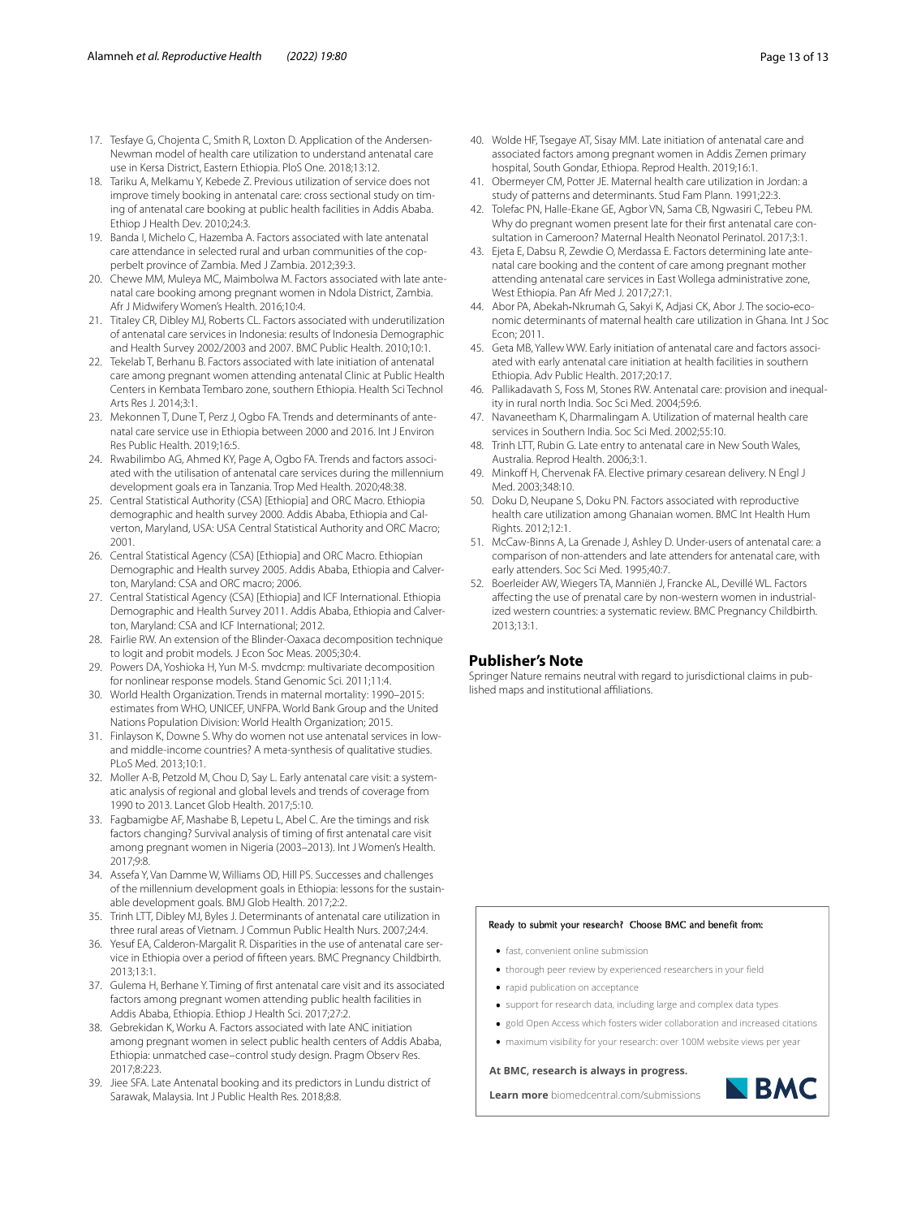17. Tesfaye G, Chojenta C, Smith R, Loxton D. Application of the Andersen-Newman model of health care utilization to understand antenatal care use in Kersa District, Eastern Ethiopia. PloS One. 2018;13:12.
18. Tariku A, Melkamu Y, Kebede Z. Previous utilization of service does not improve timely booking in antenatal care: cross sectional study on timing of antenatal care booking at public health facilities in Addis Ababa. Ethiop J Health Dev. 2010;24:3.
19. Banda I, Michelo C, Hazemba A. Factors associated with late antenatal care attendance in selected rural and urban communities of the copperbelt province of Zambia. Med J Zambia. 2012;39:3.
20. Chewe MM, Muleya MC, Maimbolwa M. Factors associated with late antenatal care booking among pregnant women in Ndola District, Zambia. Afr J Midwifery Women's Health. 2016;10:4.
21. Titaley CR, Dibley MJ, Roberts CL. Factors associated with underutilization of antenatal care services in Indonesia: results of Indonesia Demographic and Health Survey 2002/2003 and 2007. BMC Public Health. 2010;10:1.
22. Tekelab T, Berhanu B. Factors associated with late initiation of antenatal care among pregnant women attending antenatal Clinic at Public Health Centers in Kembata Tembaro zone, southern Ethiopia. Health Sci Technol Arts Res J. 2014;3:1.
23. Mekonnen T, Dune T, Perz J, Ogbo FA. Trends and determinants of antenatal care service use in Ethiopia between 2000 and 2016. Int J Environ Res Public Health. 2019;16:5.
24. Rwabilimbo AG, Ahmed KY, Page A, Ogbo FA. Trends and factors associated with the utilisation of antenatal care services during the millennium development goals era in Tanzania. Trop Med Health. 2020;48:38.
25. Central Statistical Authority (CSA) [Ethiopia] and ORC Macro. Ethiopia demographic and health survey 2000. Addis Ababa, Ethiopia and Calverton, Maryland, USA: USA Central Statistical Authority and ORC Macro; 2001.
26. Central Statistical Agency (CSA) [Ethiopia] and ORC Macro. Ethiopian Demographic and Health survey 2005. Addis Ababa, Ethiopia and Calverton, Maryland: CSA and ORC macro; 2006.
27. Central Statistical Agency (CSA) [Ethiopia] and ICF International. Ethiopia Demographic and Health Survey 2011. Addis Ababa, Ethiopia and Calverton, Maryland: CSA and ICF International; 2012.
28. Fairlie RW. An extension of the Blinder-Oaxaca decomposition technique to logit and probit models. J Econ Soc Meas. 2005;30:4.
29. Powers DA, Yoshioka H, Yun M-S. mvdcmp: multivariate decomposition for nonlinear response models. Stand Genomic Sci. 2011;11:4.
30. World Health Organization. Trends in maternal mortality: 1990–2015: estimates from WHO, UNICEF, UNFPA. World Bank Group and the United Nations Population Division: World Health Organization; 2015.
31. Finlayson K, Downe S. Why do women not use antenatal services in low-and middle-income countries? A meta-synthesis of qualitative studies. PLoS Med. 2013;10:1.
32. Moller A-B, Petzold M, Chou D, Say L. Early antenatal care visit: a systematic analysis of regional and global levels and trends of coverage from 1990 to 2013. Lancet Glob Health. 2017;5:10.
33. Fagbamigbe AF, Mashabe B, Lepetu L, Abel C. Are the timings and risk factors changing? Survival analysis of timing of first antenatal care visit among pregnant women in Nigeria (2003–2013). Int J Women's Health. 2017;9:8.
34. Assefa Y, Van Damme W, Williams OD, Hill PS. Successes and challenges of the millennium development goals in Ethiopia: lessons for the sustainable development goals. BMJ Glob Health. 2017;2:2.
35. Trinh LTT, Dibley MJ, Byles J. Determinants of antenatal care utilization in three rural areas of Vietnam. J Commun Public Health Nurs. 2007;24:4.
36. Yesuf EA, Calderon-Margalit R. Disparities in the use of antenatal care service in Ethiopia over a period of fifteen years. BMC Pregnancy Childbirth. 2013;13:1.
37. Gulema H, Berhane Y. Timing of first antenatal care visit and its associated factors among pregnant women attending public health facilities in Addis Ababa, Ethiopia. Ethiop J Health Sci. 2017;27:2.
38. Gebrekidan K, Worku A. Factors associated with late ANC initiation among pregnant women in select public health centers of Addis Ababa, Ethiopia: unmatched case–control study design. Pragm Observ Res. 2017;8:223.
39. Jiee SFA. Late Antenatal booking and its predictors in Lundu district of Sarawak, Malaysia. Int J Public Health Res. 2018;8:8.
40. Wolde HF, Tsegaye AT, Sisay MM. Late initiation of antenatal care and associated factors among pregnant women in Addis Zemen primary hospital, South Gondar, Ethiopa. Reprod Health. 2019;16:1.
41. Obermeyer CM, Potter JE. Maternal health care utilization in Jordan: a study of patterns and determinants. Stud Fam Plann. 1991;22:3.
42. Tolefac PN, Halle-Ekane GE, Agbor VN, Sama CB, Ngwasiri C, Tebeu PM. Why do pregnant women present late for their first antenatal care consultation in Cameroon? Maternal Health Neonatol Perinatol. 2017;3:1.
43. Ejeta E, Dabsu R, Zewdie O, Merdassa E. Factors determining late antenatal care booking and the content of care among pregnant mother attending antenatal care services in East Wollega administrative zone, West Ethiopia. Pan Afr Med J. 2017;27:1.
44. Abor PA, Abekah-Nkrumah G, Sakyi K, Adjasi CK, Abor J. The socio-economic determinants of maternal health care utilization in Ghana. Int J Soc Econ; 2011.
45. Geta MB, Yallew WW. Early initiation of antenatal care and factors associated with early antenatal care initiation at health facilities in southern Ethiopia. Adv Public Health. 2017;20:17.
46. Pallikadavath S, Foss M, Stones RW. Antenatal care: provision and inequality in rural north India. Soc Sci Med. 2004;59:6.
47. Navaneetham K, Dharmalingam A. Utilization of maternal health care services in Southern India. Soc Sci Med. 2002;55:10.
48. Trinh LTT, Rubin G. Late entry to antenatal care in New South Wales, Australia. Reprod Health. 2006;3:1.
49. Minkoff H, Chervenak FA. Elective primary cesarean delivery. N Engl J Med. 2003;348:10.
50. Doku D, Neupane S, Doku PN. Factors associated with reproductive health care utilization among Ghanaian women. BMC Int Health Hum Rights. 2012;12:1.
51. McCaw-Binns A, La Grenade J, Ashley D. Under-users of antenatal care: a comparison of non-attenders and late attenders for antenatal care, with early attenders. Soc Sci Med. 1995;40:7.
52. Boerleider AW, Wiegers TA, Manniën J, Francke AL, Devillé WL. Factors affecting the use of prenatal care by non-western women in industrialized western countries: a systematic review. BMC Pregnancy Childbirth. 2013;13:1.

## Publisher's Note

Springer Nature remains neutral with regard to jurisdictional claims in published maps and institutional affiliations.

Ready to submit your research? Choose BMC and benefit from:

- fast, convenient online submission
- thorough peer review by experienced researchers in your field
- rapid publication on acceptance
- support for research data, including large and complex data types
- gold Open Access which fosters wider collaboration and increased citations
- maximum visibility for your research: over 100M website views per year

**At BMC, research is always in progress.**

**Learn more** biomedcentral.com/submissions

BMC